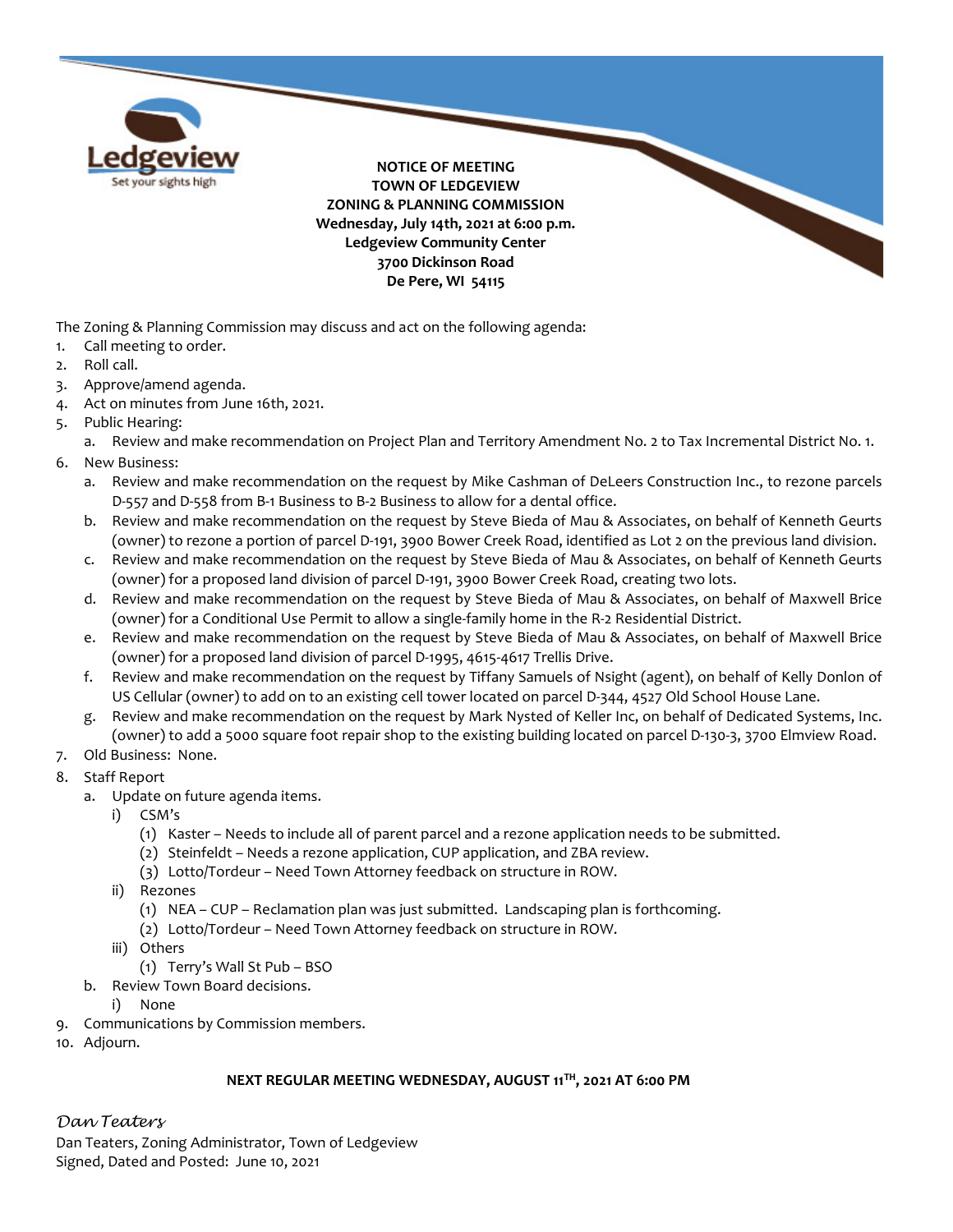Ledgeview
Set your sights high

**NOTICE OF MEETING**
**TOWN OF LEDGEVIEW**
**ZONING & PLANNING COMMISSION**
**Wednesday, July 14th, 2021 at 6:00 p.m.**
**Ledgeview Community Center**
**3700 Dickinson Road**
**De Pere, WI 54115**

The Zoning & Planning Commission may discuss and act on the following agenda:

1. Call meeting to order.
2. Roll call.
3. Approve/amend agenda.
4. Act on minutes from June 16th, 2021.
5. Public Hearing:
   a. Review and make recommendation on Project Plan and Territory Amendment No. 2 to Tax Incremental District No. 1.
6. New Business:
   a. Review and make recommendation on the request by Mike Cashman of DeLeers Construction Inc., to rezone parcels D-557 and D-558 from B-1 Business to B-2 Business to allow for a dental office.
   b. Review and make recommendation on the request by Steve Bieda of Mau & Associates, on behalf of Kenneth Geurts (owner) to rezone a portion of parcel D-191, 3900 Bower Creek Road, identified as Lot 2 on the previous land division.
   c. Review and make recommendation on the request by Steve Bieda of Mau & Associates, on behalf of Kenneth Geurts (owner) for a proposed land division of parcel D-191, 3900 Bower Creek Road, creating two lots.
   d. Review and make recommendation on the request by Steve Bieda of Mau & Associates, on behalf of Maxwell Brice (owner) for a Conditional Use Permit to allow a single-family home in the R-2 Residential District.
   e. Review and make recommendation on the request by Steve Bieda of Mau & Associates, on behalf of Maxwell Brice (owner) for a proposed land division of parcel D-1995, 4615-4617 Trellis Drive.
   f. Review and make recommendation on the request by Tiffany Samuels of Nsight (agent), on behalf of Kelly Donlon of US Cellular (owner) to add on to an existing cell tower located on parcel D-344, 4527 Old School House Lane.
   g. Review and make recommendation on the request by Mark Nysted of Keller Inc, on behalf of Dedicated Systems, Inc. (owner) to add a 5000 square foot repair shop to the existing building located on parcel D-130-3, 3700 Elmview Road.
7. Old Business: None.
8. Staff Report
   a. Update on future agenda items.
      i) CSM's
         (1) Kaster – Needs to include all of parent parcel and a rezone application needs to be submitted.
         (2) Steinfeldt – Needs a rezone application, CUP application, and ZBA review.
         (3) Lotto/Tordeur – Need Town Attorney feedback on structure in ROW.
      ii) Rezones
         (1) NEA – CUP – Reclamation plan was just submitted. Landscaping plan is forthcoming.
         (2) Lotto/Tordeur – Need Town Attorney feedback on structure in ROW.
      iii) Others
         (1) Terry's Wall St Pub – BSO
   b. Review Town Board decisions.
      i) None
9. Communications by Commission members.
10. Adjourn.

**NEXT REGULAR MEETING WEDNESDAY, AUGUST 11TH, 2021 AT 6:00 PM**

*Dan Teaters*
Dan Teaters, Zoning Administrator, Town of Ledgeview
Signed, Dated and Posted: June 10, 2021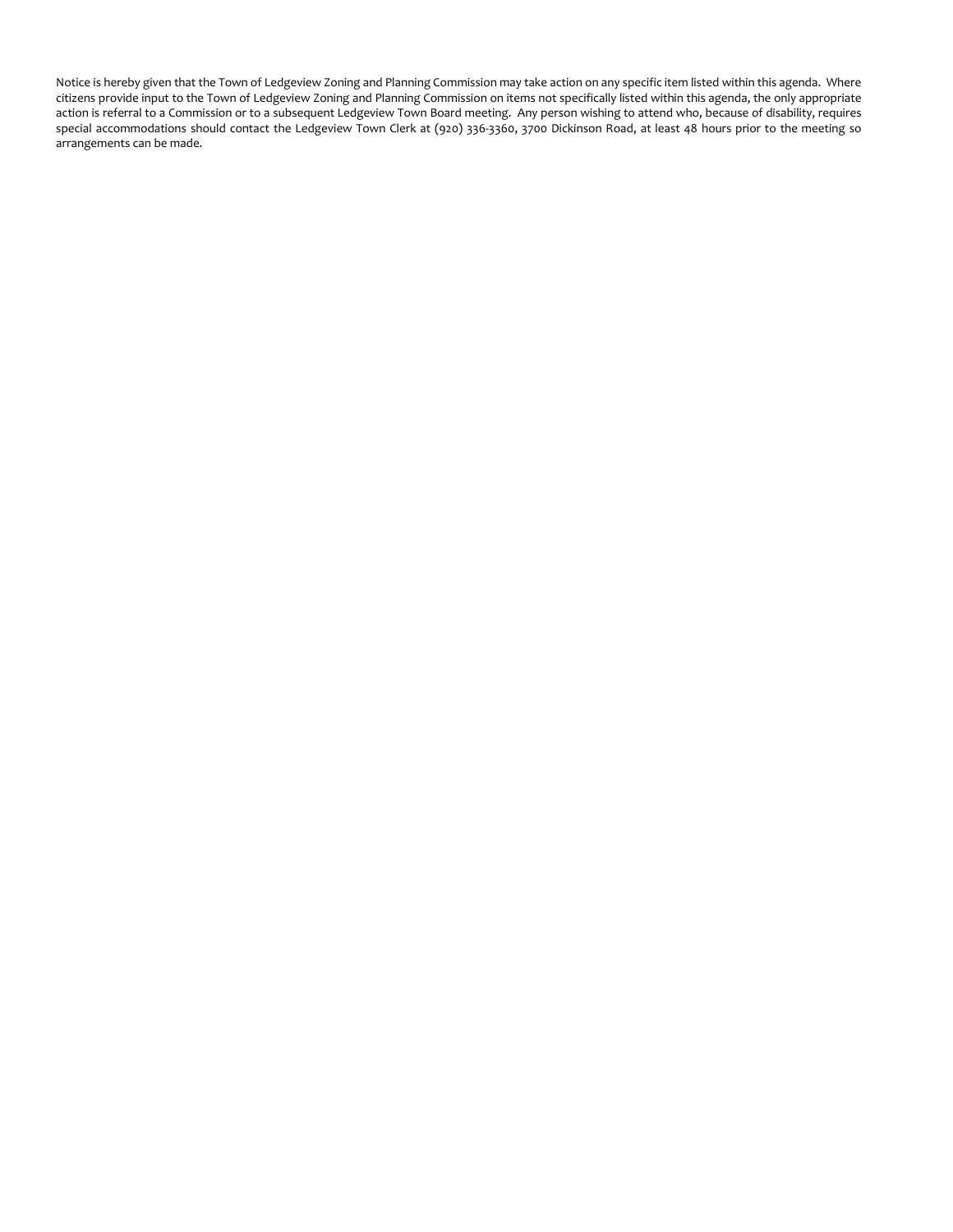Notice is hereby given that the Town of Ledgeview Zoning and Planning Commission may take action on any specific item listed within this agenda. Where citizens provide input to the Town of Ledgeview Zoning and Planning Commission on items not specifically listed within this agenda, the only appropriate action is referral to a Commission or to a subsequent Ledgeview Town Board meeting. Any person wishing to attend who, because of disability, requires special accommodations should contact the Ledgeview Town Clerk at (920) 336-3360, 3700 Dickinson Road, at least 48 hours prior to the meeting so arrangements can be made.